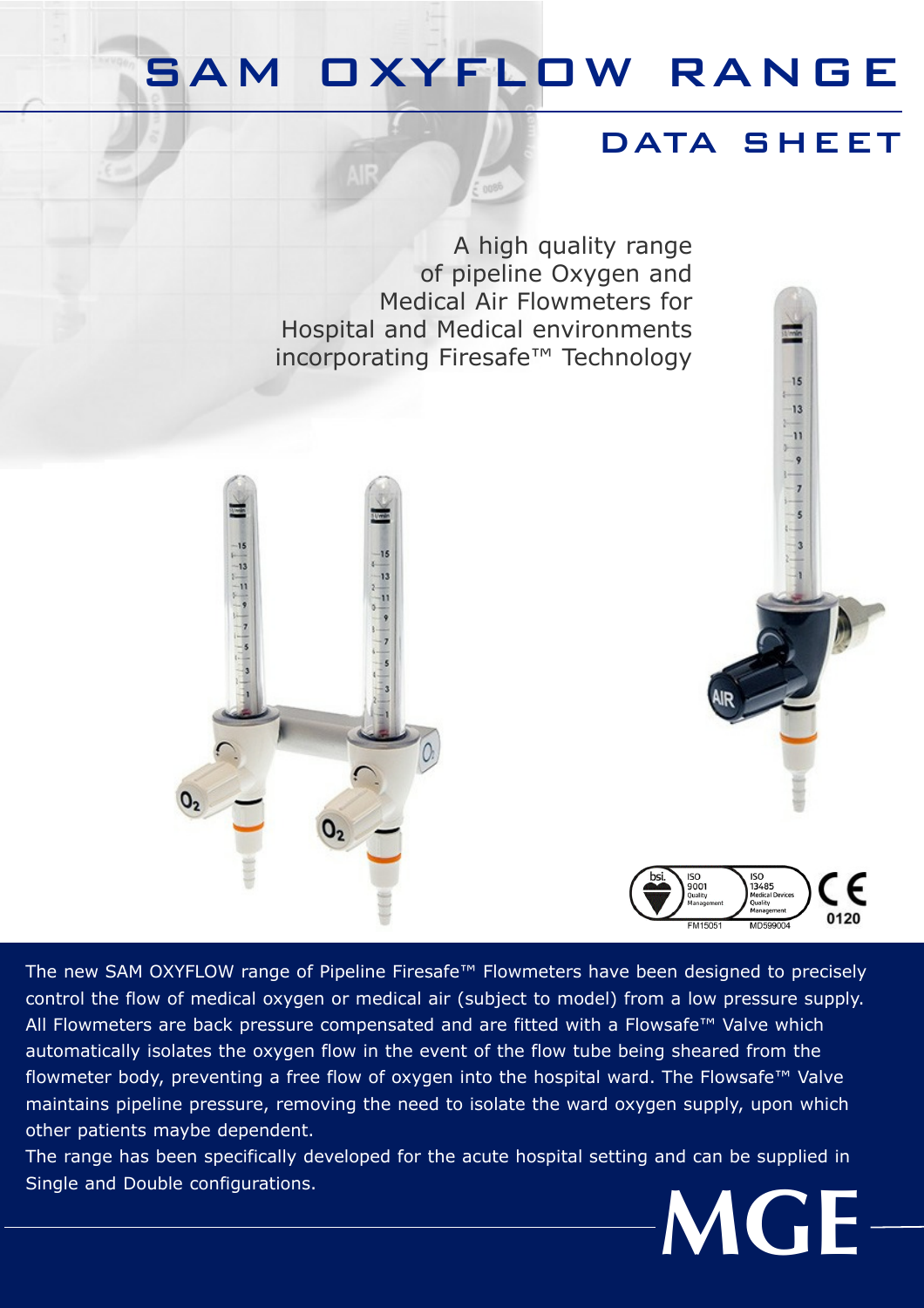# SAM OXYFLOW RANGE

## DATA SHEET

A high quality range of pipeline Oxygen and Medical Air Flowmeters for Hospital and Medical environments incorporating Firesafe™ Technology

The new SAM OXYFLOW range of Pipeline Firesafe™ Flowmeters have been designed to precisely control the flow of medical oxygen or medical air (subject to model) from a low pressure supply. All Flowmeters are back pressure compensated and are fitted with a Flowsafe™ Valve which automatically isolates the oxygen flow in the event of the flow tube being sheared from the flowmeter body, preventing a free flow of oxygen into the hospital ward. The Flowsafe™ Valve maintains pipeline pressure, removing the need to isolate the ward oxygen supply, upon which other patients maybe dependent.

The range has been specifically developed for the acute hospital setting and can be supplied in Single and Double configurations.

MGE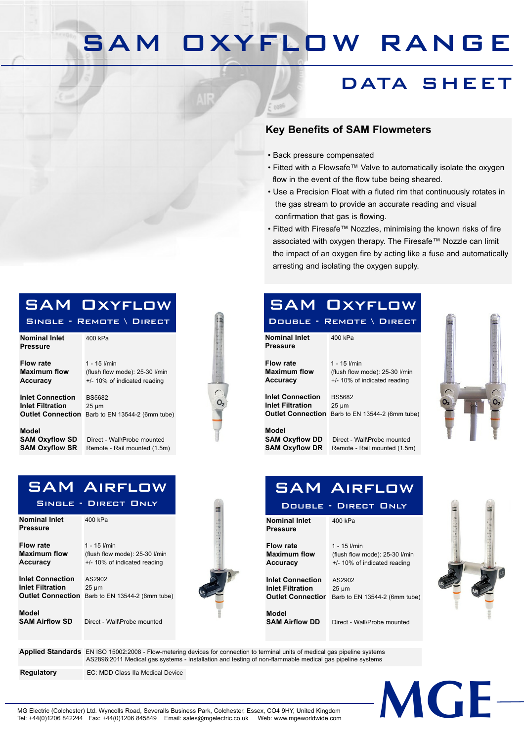# SAM OXYFLOW RANGE

## DATA SHEET

### Key Benefits of SAM Flowmeters

- Back pressure compensated
- Fitted with a Flowsafe™ Valve to automatically isolate the oxygen flow in the event of the flow tube being sheared.
- Use a Precision Float with a fluted rim that continuously rotates in the gas stream to provide an accurate reading and visual confirmation that gas is flowing.
- Fitted with Firesafe™ Nozzles, minimising the known risks of fire associated with oxygen therapy. The Firesafe™ Nozzle can limit the impact of an oxygen fire by acting like a fuse and automatically arresting and isolating the oxygen supply.

## SAM Oxyflow

### Single - Remote \ Direct

| | |
|---|---|
| **Nominal Inlet Pressure** | 400 kPa |
| **Flow rate** | 1 - 15 l/min |
| **Maximum flow** | (flush flow mode): 25-30 l/min |
| **Accuracy** | +/- 10% of indicated reading |
| **Inlet Connection** | BS5682 |
| **Inlet Filtration** | 25 µm |
| **Outlet Connection** | Barb to EN 13544-2 (6mm tube) |
| **Model** | |
| **SAM Oxyflow SD** | Direct - Wall\Probe mounted |
| **SAM Oxyflow SR** | Remote - Rail mounted (1.5m) |

## SAM Oxyflow

### Double - Remote \ Direct

| | |
|---|---|
| **Nominal Inlet Pressure** | 400 kPa |
| **Flow rate** | 1 - 15 l/min |
| **Maximum flow** | (flush flow mode): 25-30 l/min |
| **Accuracy** | +/- 10% of indicated reading |
| **Inlet Connection** | BS5682 |
| **Inlet Filtration** | 25 µm |
| **Outlet Connection** | Barb to EN 13544-2 (6mm tube) |
| **Model** | |
| **SAM Oxyflow DD** | Direct - Wall\Probe mounted |
| **SAM Oxyflow DR** | Remote - Rail mounted (1.5m) |

## SAM Airflow

### Single - Direct Only

| | |
|---|---|
| **Nominal Inlet Pressure** | 400 kPa |
| **Flow rate** | 1 - 15 l/min |
| **Maximum flow** | (flush flow mode): 25-30 l/min |
| **Accuracy** | +/- 10% of indicated reading |
| **Inlet Connection** | AS2902 |
| **Inlet Filtration** | 25 µm |
| **Outlet Connection** | Barb to EN 13544-2 (6mm tube) |
| **Model** | |
| **SAM Airflow SD** | Direct - Wall\Probe mounted |

## SAM Airflow

### Double - Direct Only

| | |
|---|---|
| **Nominal Inlet Pressure** | 400 kPa |
| **Flow rate** | 1 - 15 l/min |
| **Maximum flow** | (flush flow mode): 25-30 l/min |
| **Accuracy** | +/- 10% of indicated reading |
| **Inlet Connection** | AS2902 |
| **Inlet Filtration** | 25 µm |
| **Outlet Connection** | Barb to EN 13544-2 (6mm tube) |
| **Model** | |
| **SAM Airflow DD** | Direct - Wall\Probe mounted |

| | |
|---|---|
| **Applied Standards** | EN ISO 15002:2008 - Flow-metering devices for connection to terminal units of medical gas pipeline systems<br>AS2896:2011 Medical gas systems - Installation and testing of non-flammable medical gas pipeline systems |
| **Regulatory** | EC: MDD Class IIa Medical Device |

MGE

MG Electric (Colchester) Ltd. Wyncolls Road, Severalls Business Park, Colchester, Essex, CO4 9HY, United Kingdom
Tel: +44(0)1206 842244 Fax: +44(0)1206 845849 Email: sales@mgelectric.co.uk Web: www.mgeworldwide.com